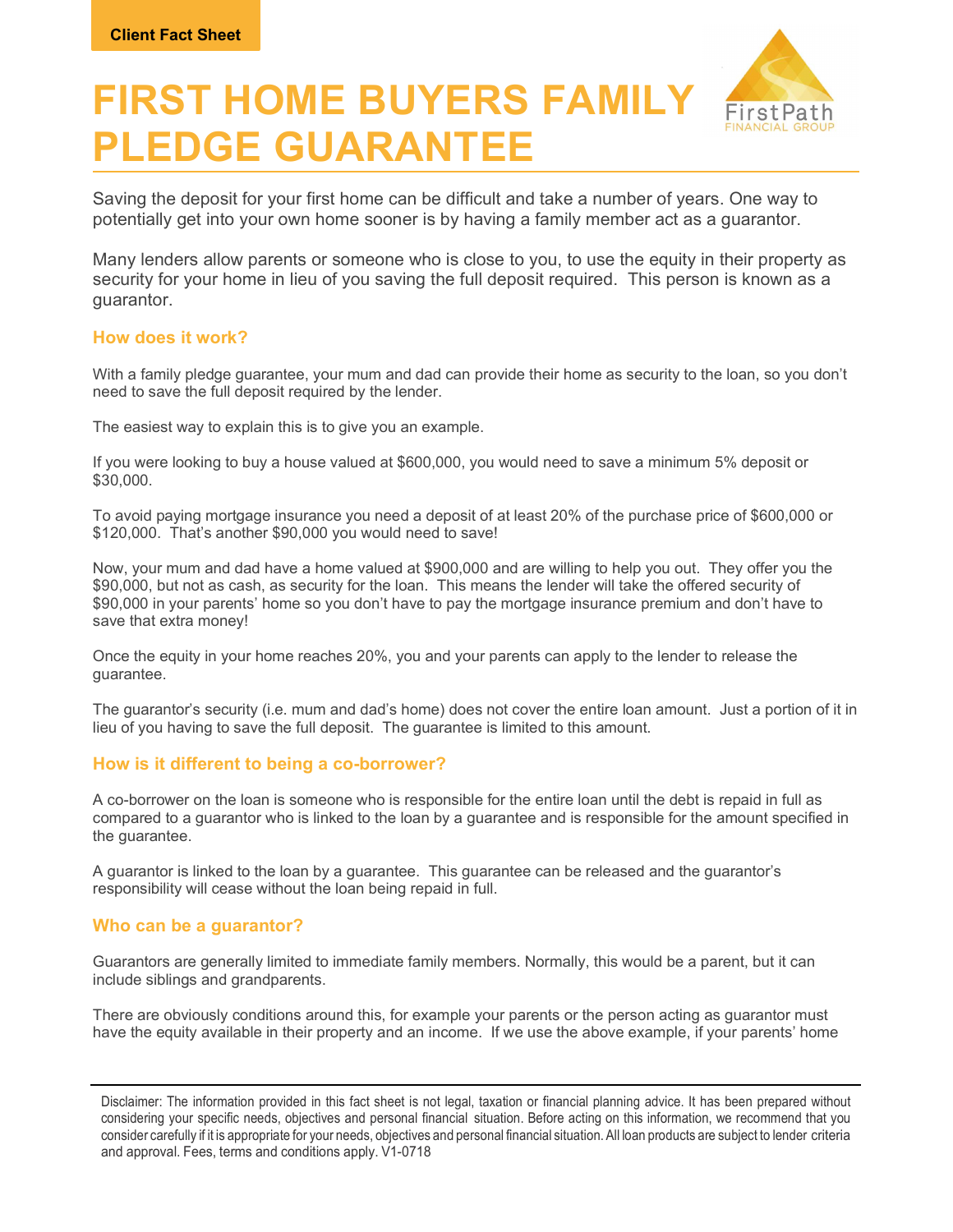Client Fact Sheet

# FIRST HOME BUYERS FAMILY PLEDGE GUARANTEE

Saving the deposit for your first home can be difficult and take a number of years. One way to potentially get into your own home sooner is by having a family member act as a guarantor.

Many lenders allow parents or someone who is close to you, to use the equity in their property as security for your home in lieu of you saving the full deposit required. This person is known as a guarantor.

### How does it work?

With a family pledge guarantee, your mum and dad can provide their home as security to the loan, so you don't need to save the full deposit required by the lender.

The easiest way to explain this is to give you an example.

If you were looking to buy a house valued at $600,000, you would need to save a minimum 5% deposit or $30,000.

To avoid paying mortgage insurance you need a deposit of at least 20% of the purchase price of $600,000 or $120,000. That's another $90,000 you would need to save!

Now, your mum and dad have a home valued at $900,000 and are willing to help you out. They offer you the $90,000, but not as cash, as security for the loan. This means the lender will take the offered security of $90,000 in your parents' home so you don't have to pay the mortgage insurance premium and don't have to save that extra money!

Once the equity in your home reaches 20%, you and your parents can apply to the lender to release the guarantee.

The guarantor's security (i.e. mum and dad's home) does not cover the entire loan amount. Just a portion of it in lieu of you having to save the full deposit. The guarantee is limited to this amount.

### How is it different to being a co-borrower?

A co-borrower on the loan is someone who is responsible for the entire loan until the debt is repaid in full as compared to a guarantor who is linked to the loan by a guarantee and is responsible for the amount specified in the guarantee.

A guarantor is linked to the loan by a guarantee. This guarantee can be released and the guarantor's responsibility will cease without the loan being repaid in full.

### Who can be a guarantor?

Guarantors are generally limited to immediate family members. Normally, this would be a parent, but it can include siblings and grandparents.

There are obviously conditions around this, for example your parents or the person acting as guarantor must have the equity available in their property and an income. If we use the above example, if your parents' home

Disclaimer: The information provided in this fact sheet is not legal, taxation or financial planning advice. It has been prepared without considering your specific needs, objectives and personal financial situation. Before acting on this information, we recommend that you consider carefully if it is appropriate for your needs, objectives and personal financial situation. All loan products are subject to lender criteria and approval. Fees, terms and conditions apply. V1-0718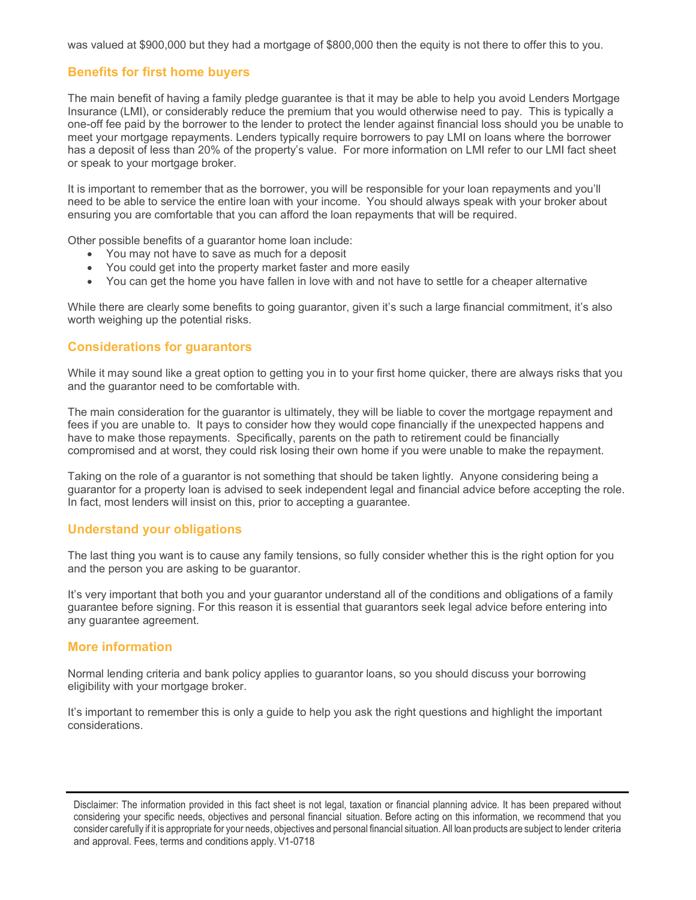was valued at $900,000 but they had a mortgage of $800,000 then the equity is not there to offer this to you.

## Benefits for first home buyers

The main benefit of having a family pledge guarantee is that it may be able to help you avoid Lenders Mortgage Insurance (LMI), or considerably reduce the premium that you would otherwise need to pay. This is typically a one-off fee paid by the borrower to the lender to protect the lender against financial loss should you be unable to meet your mortgage repayments. Lenders typically require borrowers to pay LMI on loans where the borrower has a deposit of less than 20% of the property's value. For more information on LMI refer to our LMI fact sheet or speak to your mortgage broker.

It is important to remember that as the borrower, you will be responsible for your loan repayments and you'll need to be able to service the entire loan with your income. You should always speak with your broker about ensuring you are comfortable that you can afford the loan repayments that will be required.

Other possible benefits of a guarantor home loan include:

- You may not have to save as much for a deposit
- You could get into the property market faster and more easily
- You can get the home you have fallen in love with and not have to settle for a cheaper alternative

While there are clearly some benefits to going guarantor, given it's such a large financial commitment, it's also worth weighing up the potential risks.

## Considerations for guarantors

While it may sound like a great option to getting you in to your first home quicker, there are always risks that you and the guarantor need to be comfortable with.

The main consideration for the guarantor is ultimately, they will be liable to cover the mortgage repayment and fees if you are unable to. It pays to consider how they would cope financially if the unexpected happens and have to make those repayments. Specifically, parents on the path to retirement could be financially compromised and at worst, they could risk losing their own home if you were unable to make the repayment.

Taking on the role of a guarantor is not something that should be taken lightly. Anyone considering being a guarantor for a property loan is advised to seek independent legal and financial advice before accepting the role. In fact, most lenders will insist on this, prior to accepting a guarantee.

## Understand your obligations

The last thing you want is to cause any family tensions, so fully consider whether this is the right option for you and the person you are asking to be guarantor.

It's very important that both you and your guarantor understand all of the conditions and obligations of a family guarantee before signing. For this reason it is essential that guarantors seek legal advice before entering into any guarantee agreement.

## More information

Normal lending criteria and bank policy applies to guarantor loans, so you should discuss your borrowing eligibility with your mortgage broker.

It's important to remember this is only a guide to help you ask the right questions and highlight the important considerations.

---

Disclaimer: The information provided in this fact sheet is not legal, taxation or financial planning advice. It has been prepared without considering your specific needs, objectives and personal financial situation. Before acting on this information, we recommend that you consider carefully if it is appropriate for your needs, objectives and personal financial situation. All loan products are subject to lender criteria and approval. Fees, terms and conditions apply. V1-0718